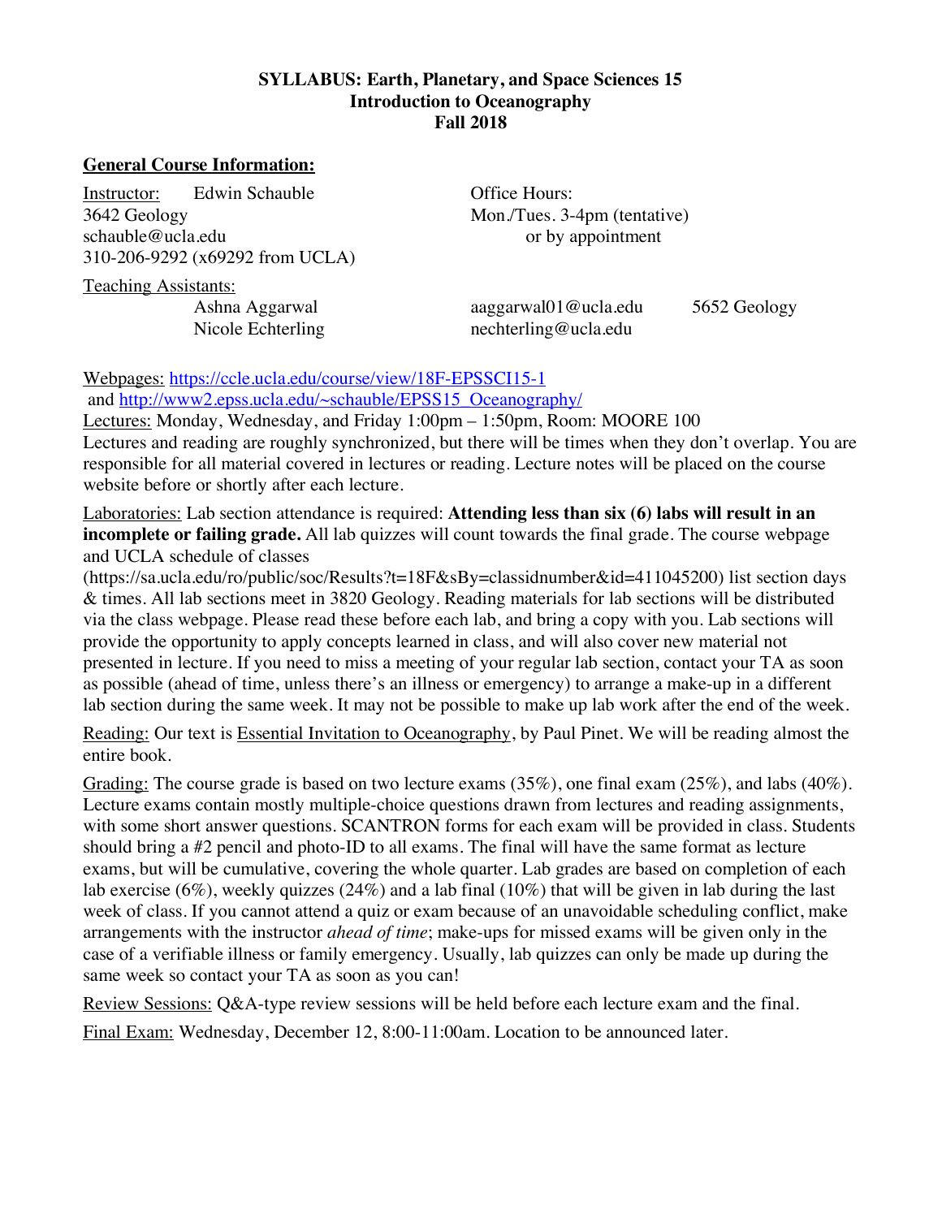**SYLLABUS: Earth, Planetary, and Space Sciences 15**
**Introduction to Oceanography**
**Fall 2018**

## General Course Information:

Instructor: Edwin Schauble
3642 Geology
schauble@ucla.edu
310-206-9292 (x69292 from UCLA)

Office Hours:
Mon./Tues. 3-4pm (tentative)
or by appointment

Teaching Assistants:

| | | |
|---|---|---|
| Ashna Aggarwal | aaggarwal01@ucla.edu | 5652 Geology |
| Nicole Echterling | nechterling@ucla.edu | |

Webpages: https://ccle.ucla.edu/course/view/18F-EPSSCI15-1
and http://www2.epss.ucla.edu/~schauble/EPSS15_Oceanography/

Lectures: Monday, Wednesday, and Friday 1:00pm – 1:50pm, Room: MOORE 100
Lectures and reading are roughly synchronized, but there will be times when they don't overlap. You are responsible for all material covered in lectures or reading. Lecture notes will be placed on the course website before or shortly after each lecture.

Laboratories: Lab section attendance is required: **Attending less than six (6) labs will result in an incomplete or failing grade.** All lab quizzes will count towards the final grade. The course webpage and UCLA schedule of classes (https://sa.ucla.edu/ro/public/soc/Results?t=18F&sBy=classidnumber&id=411045200) list section days & times. All lab sections meet in 3820 Geology. Reading materials for lab sections will be distributed via the class webpage. Please read these before each lab, and bring a copy with you. Lab sections will provide the opportunity to apply concepts learned in class, and will also cover new material not presented in lecture. If you need to miss a meeting of your regular lab section, contact your TA as soon as possible (ahead of time, unless there's an illness or emergency) to arrange a make-up in a different lab section during the same week. It may not be possible to make up lab work after the end of the week.

Reading: Our text is Essential Invitation to Oceanography, by Paul Pinet. We will be reading almost the entire book.

Grading: The course grade is based on two lecture exams (35%), one final exam (25%), and labs (40%). Lecture exams contain mostly multiple-choice questions drawn from lectures and reading assignments, with some short answer questions. SCANTRON forms for each exam will be provided in class. Students should bring a #2 pencil and photo-ID to all exams. The final will have the same format as lecture exams, but will be cumulative, covering the whole quarter. Lab grades are based on completion of each lab exercise (6%), weekly quizzes (24%) and a lab final (10%) that will be given in lab during the last week of class. If you cannot attend a quiz or exam because of an unavoidable scheduling conflict, make arrangements with the instructor *ahead of time*; make-ups for missed exams will be given only in the case of a verifiable illness or family emergency. Usually, lab quizzes can only be made up during the same week so contact your TA as soon as you can!

Review Sessions: Q&A-type review sessions will be held before each lecture exam and the final.

Final Exam: Wednesday, December 12, 8:00-11:00am. Location to be announced later.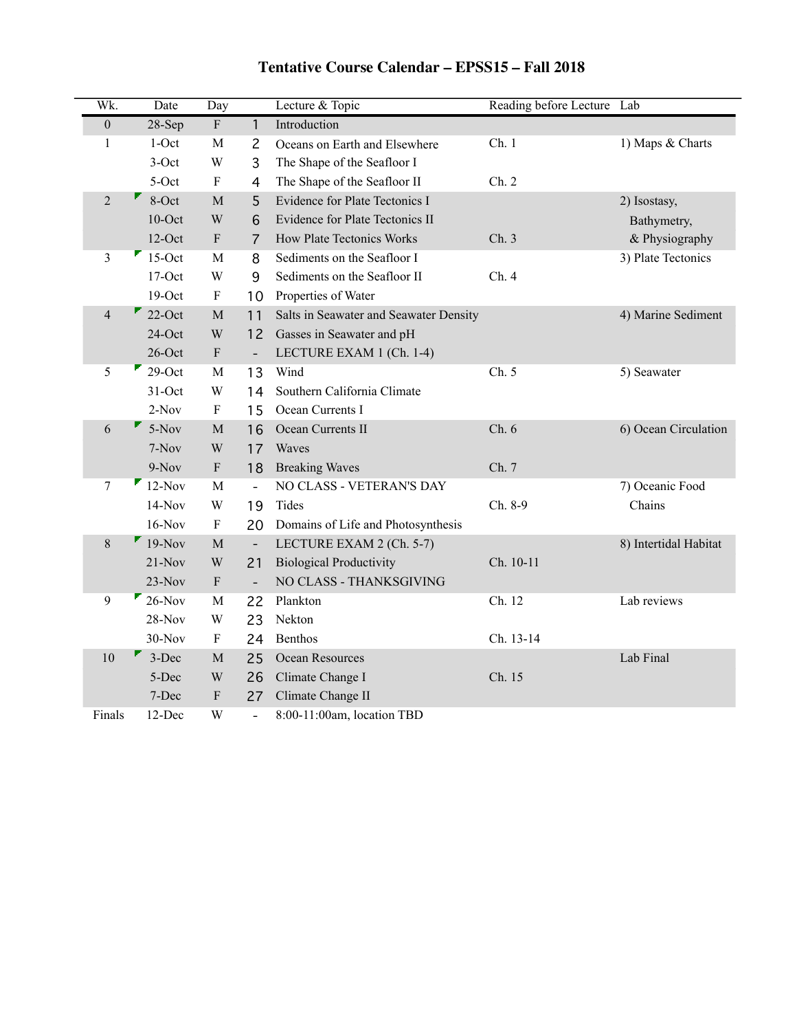# Tentative Course Calendar – EPSS15 – Fall 2018

| Wk. | Date | Day | | Lecture & Topic | Reading before Lecture | Lab |
|---|---|---|---|---|---|---|
| 0 | 28-Sep | F | 1 | Introduction | | |
| 1 | 1-Oct | M | 2 | Oceans on Earth and Elsewhere | Ch. 1 | 1) Maps & Charts |
| | 3-Oct | W | 3 | The Shape of the Seafloor I | | |
| | 5-Oct | F | 4 | The Shape of the Seafloor II | Ch. 2 | |
| 2 | 8-Oct | M | 5 | Evidence for Plate Tectonics I | | 2) Isostasy, |
| | 10-Oct | W | 6 | Evidence for Plate Tectonics II | | Bathymetry, |
| | 12-Oct | F | 7 | How Plate Tectonics Works | Ch. 3 | & Physiography |
| 3 | 15-Oct | M | 8 | Sediments on the Seafloor I | | 3) Plate Tectonics |
| | 17-Oct | W | 9 | Sediments on the Seafloor II | Ch. 4 | |
| | 19-Oct | F | 10 | Properties of Water | | |
| 4 | 22-Oct | M | 11 | Salts in Seawater and Seawater Density | | 4) Marine Sediment |
| | 24-Oct | W | 12 | Gasses in Seawater and pH | | |
| | 26-Oct | F | - | LECTURE EXAM 1 (Ch. 1-4) | | |
| 5 | 29-Oct | M | 13 | Wind | Ch. 5 | 5) Seawater |
| | 31-Oct | W | 14 | Southern California Climate | | |
| | 2-Nov | F | 15 | Ocean Currents I | | |
| 6 | 5-Nov | M | 16 | Ocean Currents II | Ch. 6 | 6) Ocean Circulation |
| | 7-Nov | W | 17 | Waves | | |
| | 9-Nov | F | 18 | Breaking Waves | Ch. 7 | |
| 7 | 12-Nov | M | - | NO CLASS - VETERAN'S DAY | | 7) Oceanic Food |
| | 14-Nov | W | 19 | Tides | Ch. 8-9 | Chains |
| | 16-Nov | F | 20 | Domains of Life and Photosynthesis | | |
| 8 | 19-Nov | M | - | LECTURE EXAM 2 (Ch. 5-7) | | 8) Intertidal Habitat |
| | 21-Nov | W | 21 | Biological Productivity | Ch. 10-11 | |
| | 23-Nov | F | - | NO CLASS - THANKSGIVING | | |
| 9 | 26-Nov | M | 22 | Plankton | Ch. 12 | Lab reviews |
| | 28-Nov | W | 23 | Nekton | | |
| | 30-Nov | F | 24 | Benthos | Ch. 13-14 | |
| 10 | 3-Dec | M | 25 | Ocean Resources | | Lab Final |
| | 5-Dec | W | 26 | Climate Change I | Ch. 15 | |
| | 7-Dec | F | 27 | Climate Change II | | |
| Finals | 12-Dec | W | - | 8:00-11:00am, location TBD | | |